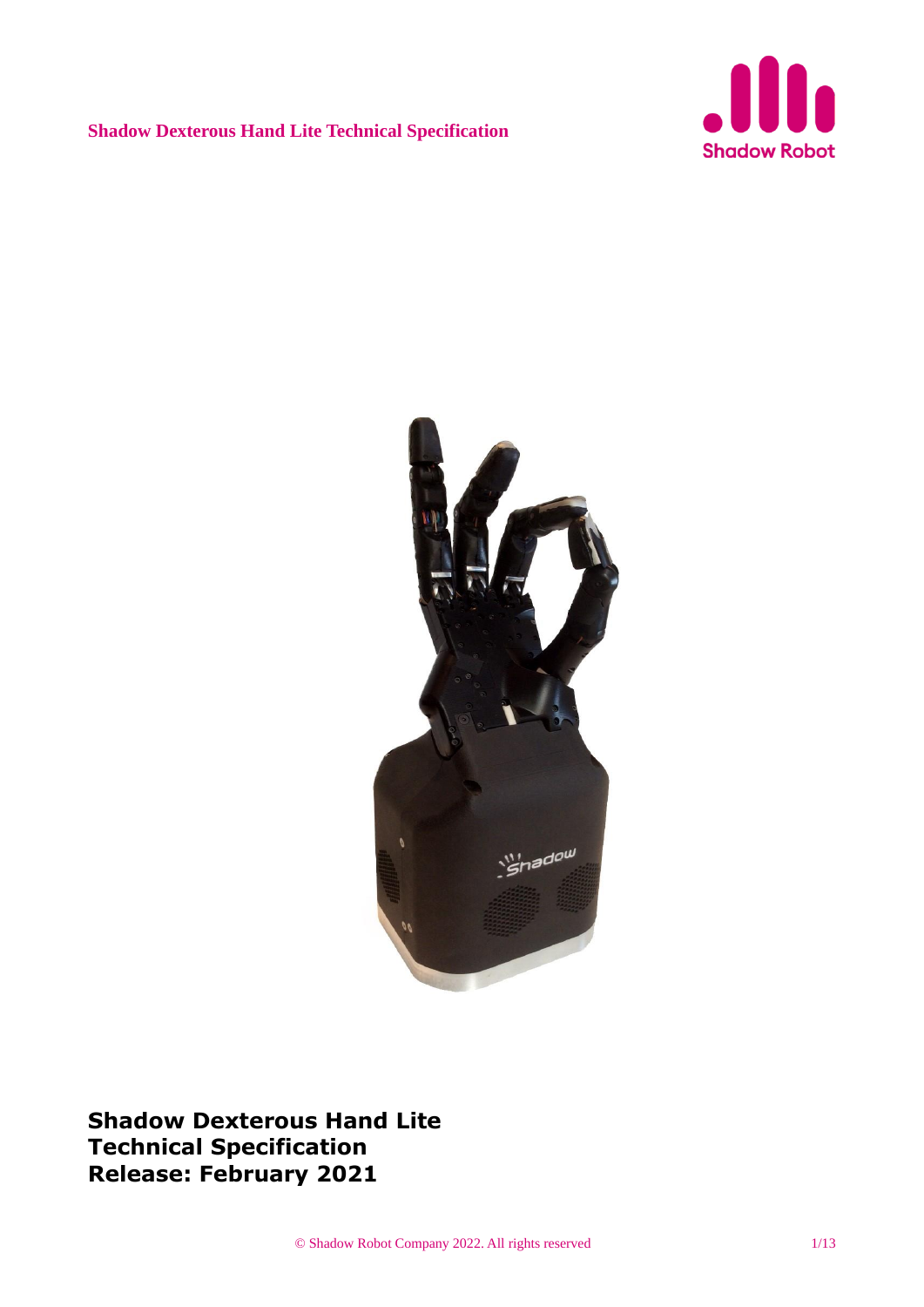# Shadow Dexterous Hand Lite Technical Specification

**Shadow Dexterous Hand Lite**
**Technical Specification**
**Release: February 2021**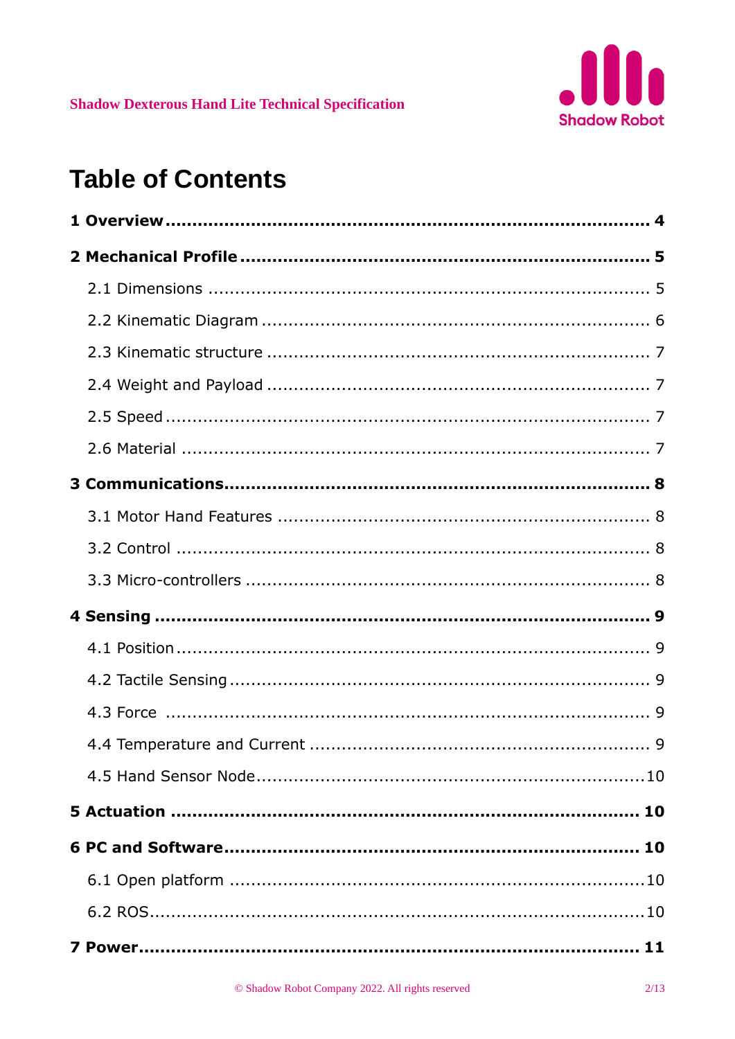# Table of Contents

**1 Overview ........................................................................................ 4**

**2 Mechanical Profile ........................................................................... 5**

2.1 Dimensions ................................................................................... 5

2.2 Kinematic Diagram ........................................................................ 6

2.3 Kinematic structure ....................................................................... 7

2.4 Weight and Payload ....................................................................... 7

2.5 Speed ............................................................................................ 7

2.6 Material ......................................................................................... 7

**3 Communications ............................................................................... 8**

3.1 Motor Hand Features ..................................................................... 8

3.2 Control .......................................................................................... 8

3.3 Micro-controllers ........................................................................... 8

**4 Sensing ............................................................................................. 9**

4.1 Position .......................................................................................... 9

4.2 Tactile Sensing ............................................................................... 9

4.3 Force .............................................................................................. 9

4.4 Temperature and Current ............................................................... 9

4.5 Hand Sensor Node ........................................................................ 10

**5 Actuation ......................................................................................... 10**

**6 PC and Software .............................................................................. 10**

6.1 Open platform .............................................................................. 10

6.2 ROS .............................................................................................. 10

**7 Power ............................................................................................... 11**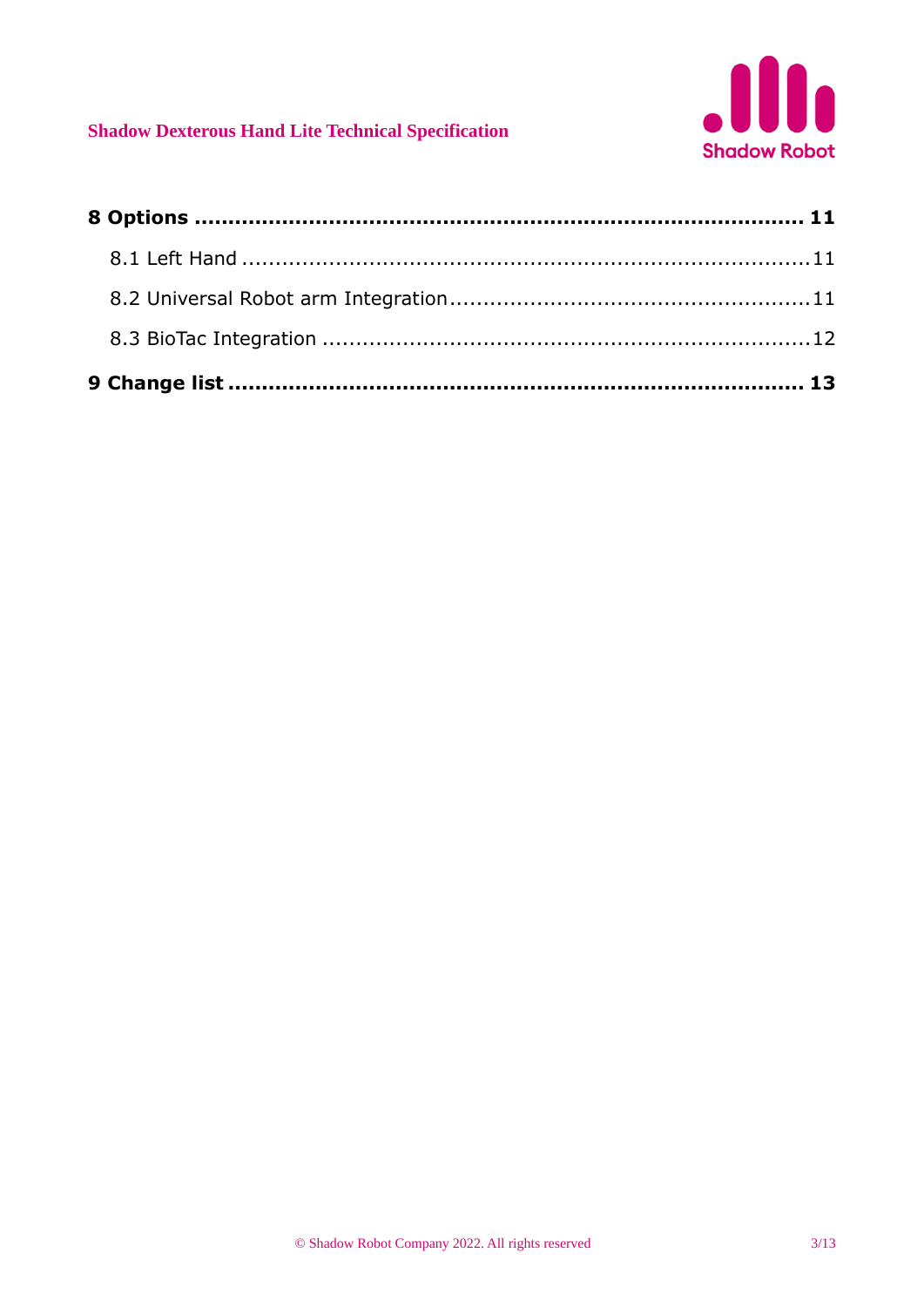**8 Options .................................................................................. 11**

8.1 Left Hand ..........................................................................11

8.2 Universal Robot arm Integration......................................................11

8.3 BioTac Integration .............................................................................12

**9 Change list ............................................................................. 13**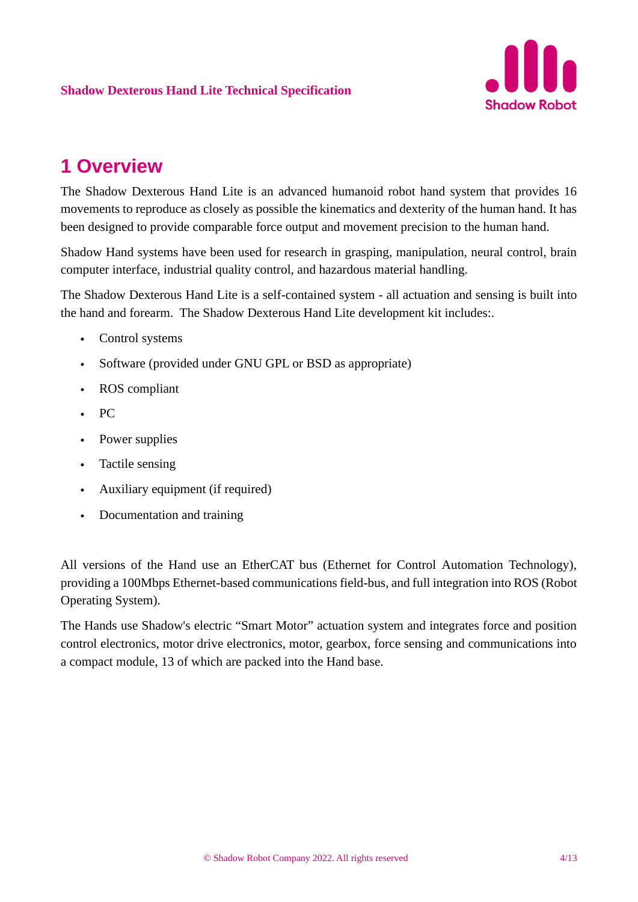# 1 Overview

The Shadow Dexterous Hand Lite is an advanced humanoid robot hand system that provides 16 movements to reproduce as closely as possible the kinematics and dexterity of the human hand. It has been designed to provide comparable force output and movement precision to the human hand.

Shadow Hand systems have been used for research in grasping, manipulation, neural control, brain computer interface, industrial quality control, and hazardous material handling.

The Shadow Dexterous Hand Lite is a self-contained system - all actuation and sensing is built into the hand and forearm.  The Shadow Dexterous Hand Lite development kit includes:.

- Control systems
- Software (provided under GNU GPL or BSD as appropriate)
- ROS compliant
- PC
- Power supplies
- Tactile sensing
- Auxiliary equipment (if required)
- Documentation and training

All versions of the Hand use an EtherCAT bus (Ethernet for Control Automation Technology), providing a 100Mbps Ethernet-based communications field-bus, and full integration into ROS (Robot Operating System).

The Hands use Shadow's electric “Smart Motor” actuation system and integrates force and position control electronics, motor drive electronics, motor, gearbox, force sensing and communications into a compact module, 13 of which are packed into the Hand base.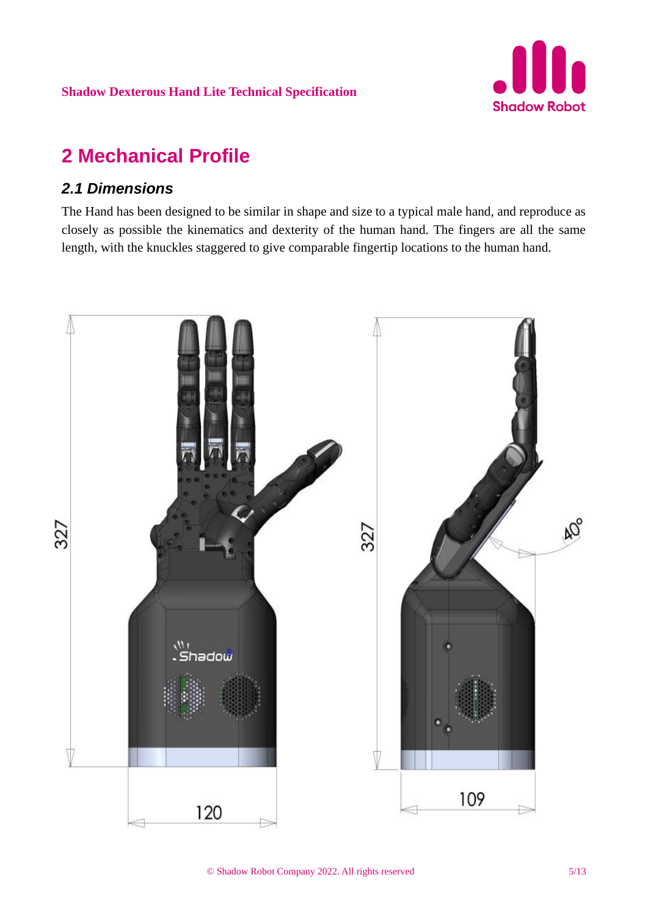# 2 Mechanical Profile

## 2.1 Dimensions

The Hand has been designed to be similar in shape and size to a typical male hand, and reproduce as closely as possible the kinematics and dexterity of the human hand. The fingers are all the same length, with the knuckles staggered to give comparable fingertip locations to the human hand.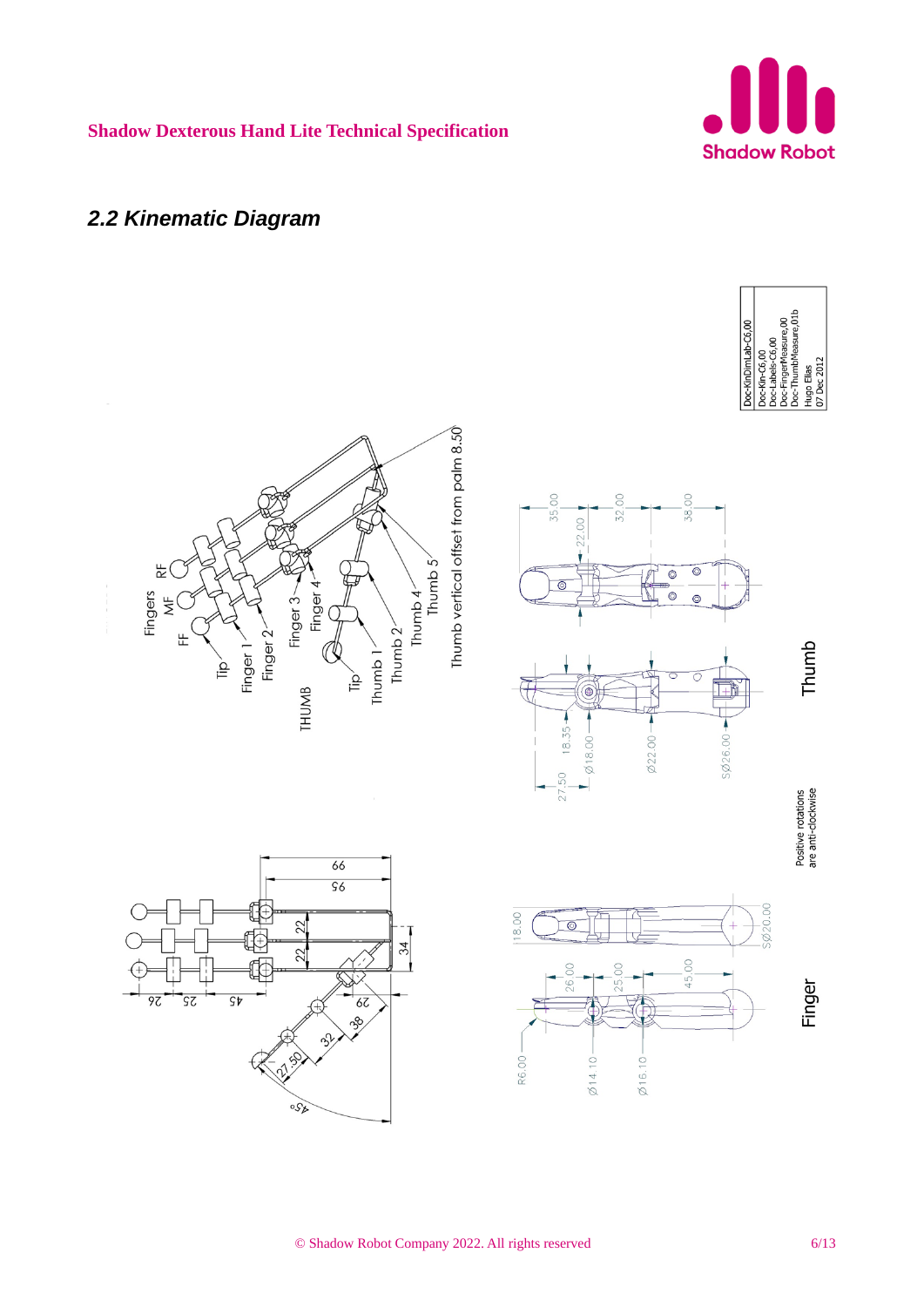## 2.2 Kinematic Diagram

Doc-KinDimLab-C6,00
Doc-Kin-C6,00
Doc-Labels-C6,00
Doc-FingerMeasure,00
Doc-ThumbMeasure,01b
Hugo Elias
07 Dec 2012

Fingers: FF, MF, RF

Tip, Finger 1, Finger 2, Finger 3, Finger 4

THUMB: Tip, Thumb 1, Thumb 2, Thumb 4, Thumb 5

Thumb vertical offset from palm 8.50

Thumb

Finger

Positive rotations are anti-clockwise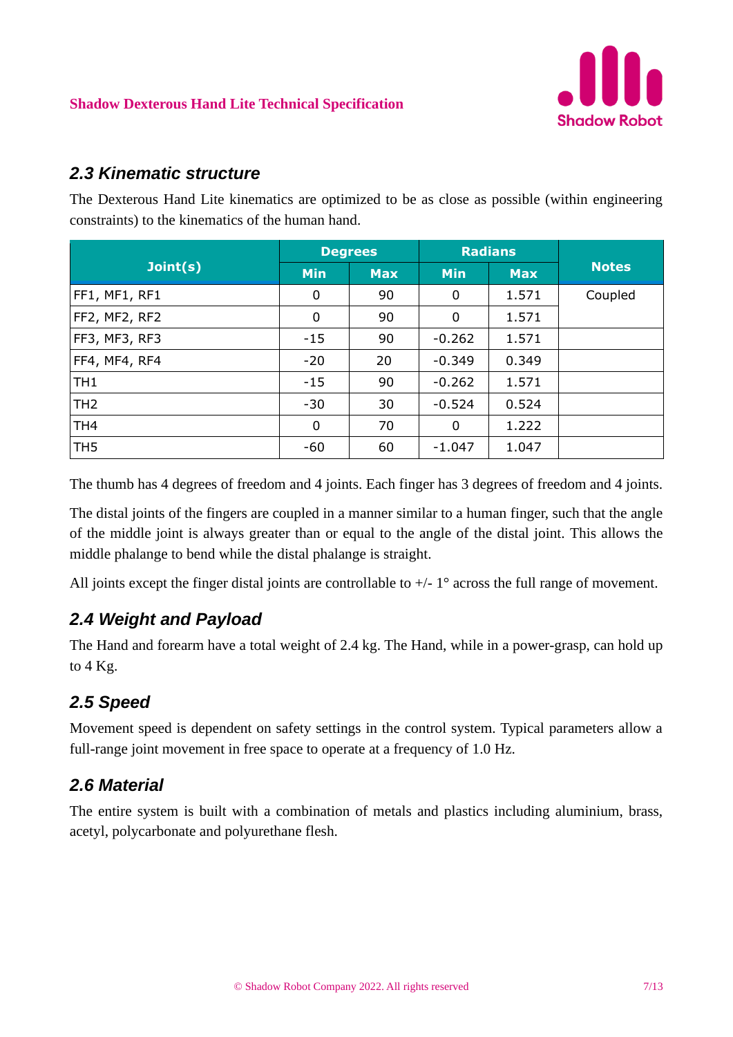## 2.3 Kinematic structure

The Dexterous Hand Lite kinematics are optimized to be as close as possible (within engineering constraints) to the kinematics of the human hand.

| Joint(s) | Degrees | | Radians | | Notes |
|---|---|---|---|---|---|
| | Min | Max | Min | Max | |
| FF1, MF1, RF1 | 0 | 90 | 0 | 1.571 | Coupled |
| FF2, MF2, RF2 | 0 | 90 | 0 | 1.571 | |
| FF3, MF3, RF3 | -15 | 90 | -0.262 | 1.571 | |
| FF4, MF4, RF4 | -20 | 20 | -0.349 | 0.349 | |
| TH1 | -15 | 90 | -0.262 | 1.571 | |
| TH2 | -30 | 30 | -0.524 | 0.524 | |
| TH4 | 0 | 70 | 0 | 1.222 | |
| TH5 | -60 | 60 | -1.047 | 1.047 | |

The thumb has 4 degrees of freedom and 4 joints. Each finger has 3 degrees of freedom and 4 joints.

The distal joints of the fingers are coupled in a manner similar to a human finger, such that the angle of the middle joint is always greater than or equal to the angle of the distal joint. This allows the middle phalange to bend while the distal phalange is straight.

All joints except the finger distal joints are controllable to +/- 1° across the full range of movement.

## 2.4 Weight and Payload

The Hand and forearm have a total weight of 2.4 kg. The Hand, while in a power-grasp, can hold up to 4 Kg.

## 2.5 Speed

Movement speed is dependent on safety settings in the control system. Typical parameters allow a full-range joint movement in free space to operate at a frequency of 1.0 Hz.

## 2.6 Material

The entire system is built with a combination of metals and plastics including aluminium, brass, acetyl, polycarbonate and polyurethane flesh.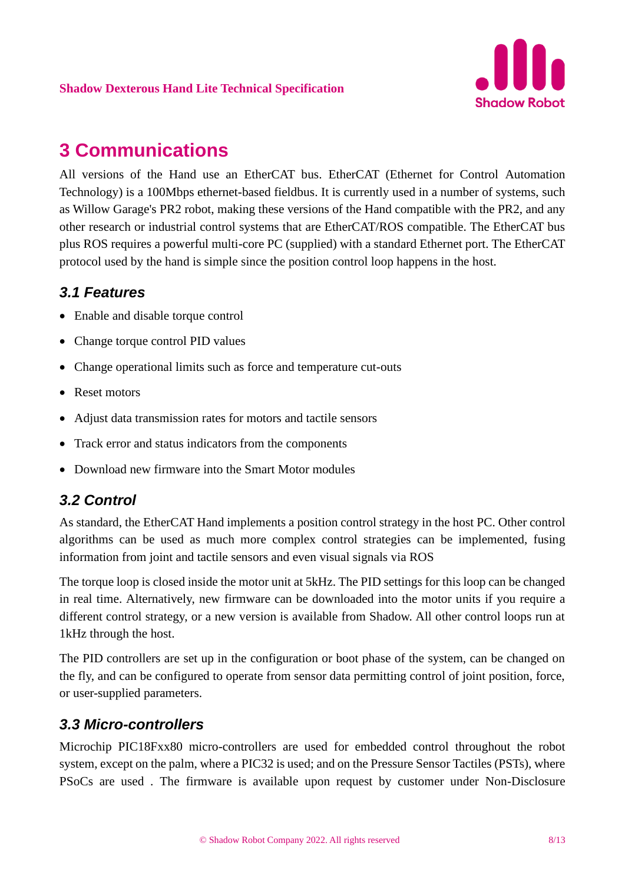# 3 Communications

All versions of the Hand use an EtherCAT bus. EtherCAT (Ethernet for Control Automation Technology) is a 100Mbps ethernet-based fieldbus. It is currently used in a number of systems, such as Willow Garage's PR2 robot, making these versions of the Hand compatible with the PR2, and any other research or industrial control systems that are EtherCAT/ROS compatible. The EtherCAT bus plus ROS requires a powerful multi-core PC (supplied) with a standard Ethernet port. The EtherCAT protocol used by the hand is simple since the position control loop happens in the host.

## 3.1 Features

- Enable and disable torque control
- Change torque control PID values
- Change operational limits such as force and temperature cut-outs
- Reset motors
- Adjust data transmission rates for motors and tactile sensors
- Track error and status indicators from the components
- Download new firmware into the Smart Motor modules

## 3.2 Control

As standard, the EtherCAT Hand implements a position control strategy in the host PC. Other control algorithms can be used as much more complex control strategies can be implemented, fusing information from joint and tactile sensors and even visual signals via ROS

The torque loop is closed inside the motor unit at 5kHz. The PID settings for this loop can be changed in real time. Alternatively, new firmware can be downloaded into the motor units if you require a different control strategy, or a new version is available from Shadow. All other control loops run at 1kHz through the host.

The PID controllers are set up in the configuration or boot phase of the system, can be changed on the fly, and can be configured to operate from sensor data permitting control of joint position, force, or user-supplied parameters.

## 3.3 Micro-controllers

Microchip PIC18Fxx80 micro-controllers are used for embedded control throughout the robot system, except on the palm, where a PIC32 is used; and on the Pressure Sensor Tactiles (PSTs), where PSoCs are used . The firmware is available upon request by customer under Non-Disclosure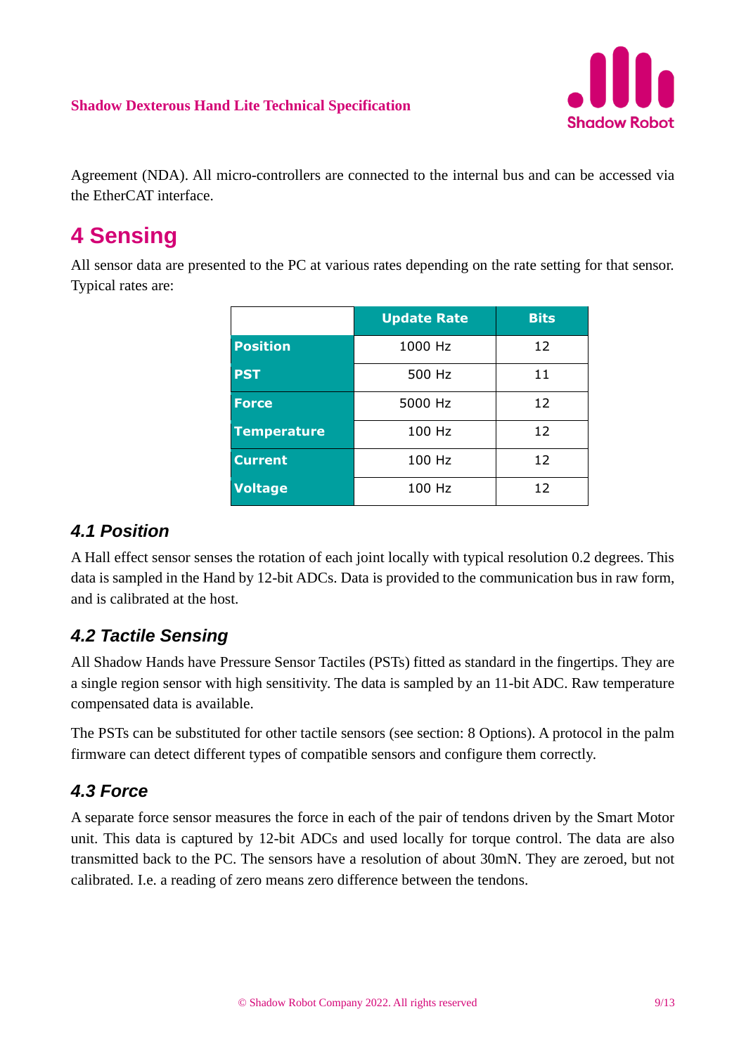Agreement (NDA). All micro-controllers are connected to the internal bus and can be accessed via the EtherCAT interface.

# 4 Sensing

All sensor data are presented to the PC at various rates depending on the rate setting for that sensor. Typical rates are:

| | Update Rate | Bits |
|---|---|---|
| **Position** | 1000 Hz | 12 |
| **PST** | 500 Hz | 11 |
| **Force** | 5000 Hz | 12 |
| **Temperature** | 100 Hz | 12 |
| **Current** | 100 Hz | 12 |
| **Voltage** | 100 Hz | 12 |

## 4.1 Position

A Hall effect sensor senses the rotation of each joint locally with typical resolution 0.2 degrees. This data is sampled in the Hand by 12-bit ADCs. Data is provided to the communication bus in raw form, and is calibrated at the host.

## 4.2 Tactile Sensing

All Shadow Hands have Pressure Sensor Tactiles (PSTs) fitted as standard in the fingertips. They are a single region sensor with high sensitivity. The data is sampled by an 11-bit ADC. Raw temperature compensated data is available.

The PSTs can be substituted for other tactile sensors (see section: 8 Options). A protocol in the palm firmware can detect different types of compatible sensors and configure them correctly.

## 4.3 Force

A separate force sensor measures the force in each of the pair of tendons driven by the Smart Motor unit. This data is captured by 12-bit ADCs and used locally for torque control. The data are also transmitted back to the PC. The sensors have a resolution of about 30mN. They are zeroed, but not calibrated. I.e. a reading of zero means zero difference between the tendons.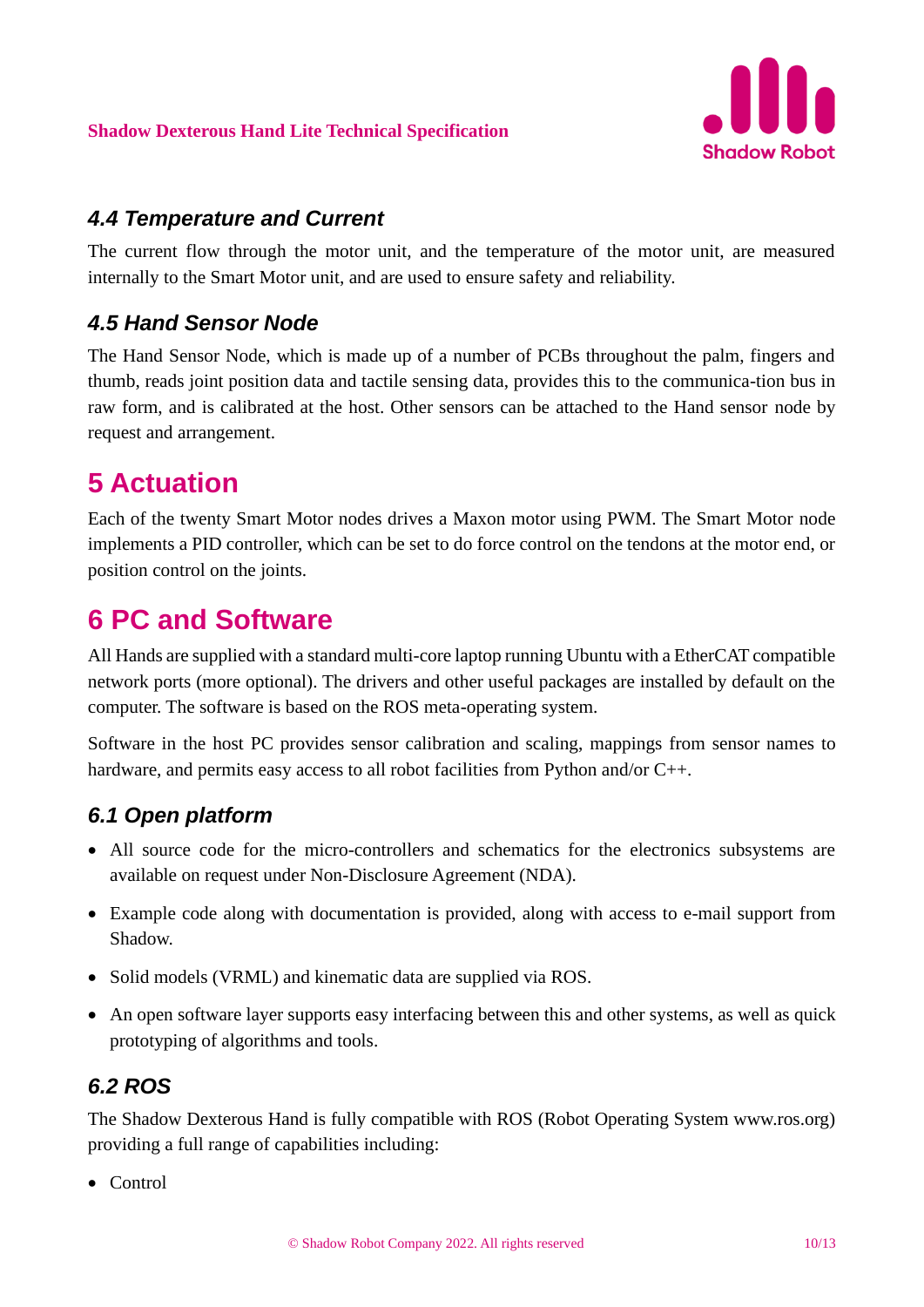### 4.4 Temperature and Current

The current flow through the motor unit, and the temperature of the motor unit, are measured internally to the Smart Motor unit, and are used to ensure safety and reliability.

### 4.5 Hand Sensor Node

The Hand Sensor Node, which is made up of a number of PCBs throughout the palm, fingers and thumb, reads joint position data and tactile sensing data, provides this to the communica-tion bus in raw form, and is calibrated at the host. Other sensors can be attached to the Hand sensor node by request and arrangement.

## 5 Actuation

Each of the twenty Smart Motor nodes drives a Maxon motor using PWM. The Smart Motor node implements a PID controller, which can be set to do force control on the tendons at the motor end, or position control on the joints.

## 6 PC and Software

All Hands are supplied with a standard multi-core laptop running Ubuntu with a EtherCAT compatible network ports (more optional). The drivers and other useful packages are installed by default on the computer. The software is based on the ROS meta-operating system.

Software in the host PC provides sensor calibration and scaling, mappings from sensor names to hardware, and permits easy access to all robot facilities from Python and/or C++.

### 6.1 Open platform

- All source code for the micro-controllers and schematics for the electronics subsystems are available on request under Non-Disclosure Agreement (NDA).
- Example code along with documentation is provided, along with access to e-mail support from Shadow.
- Solid models (VRML) and kinematic data are supplied via ROS.
- An open software layer supports easy interfacing between this and other systems, as well as quick prototyping of algorithms and tools.

### 6.2 ROS

The Shadow Dexterous Hand is fully compatible with ROS (Robot Operating System www.ros.org) providing a full range of capabilities including:

- Control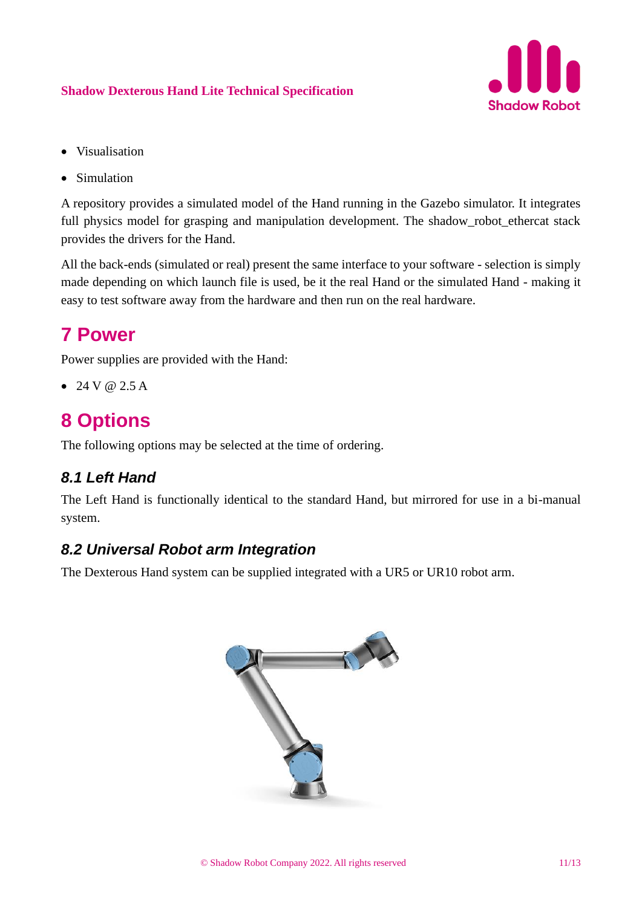- Visualisation
- Simulation

A repository provides a simulated model of the Hand running in the Gazebo simulator. It integrates full physics model for grasping and manipulation development. The shadow_robot_ethercat stack provides the drivers for the Hand.

All the back-ends (simulated or real) present the same interface to your software - selection is simply made depending on which launch file is used, be it the real Hand or the simulated Hand - making it easy to test software away from the hardware and then run on the real hardware.

# 7 Power

Power supplies are provided with the Hand:

- 24 V @ 2.5 A

# 8 Options

The following options may be selected at the time of ordering.

## *8.1 Left Hand*

The Left Hand is functionally identical to the standard Hand, but mirrored for use in a bi-manual system.

## *8.2 Universal Robot arm Integration*

The Dexterous Hand system can be supplied integrated with a UR5 or UR10 robot arm.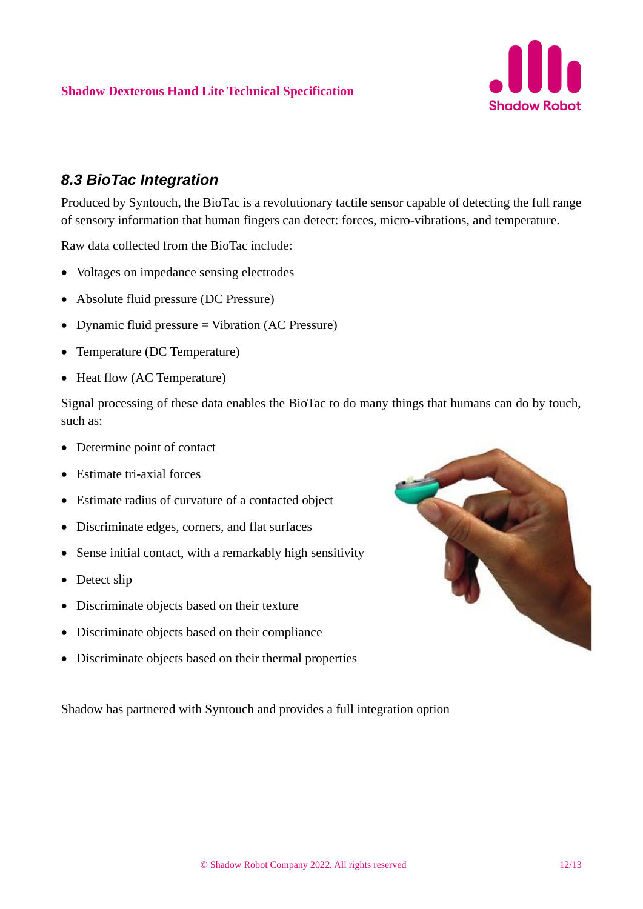### 8.3 BioTac Integration

Produced by Syntouch, the BioTac is a revolutionary tactile sensor capable of detecting the full range of sensory information that human fingers can detect: forces, micro-vibrations, and temperature.

Raw data collected from the BioTac include:

- Voltages on impedance sensing electrodes
- Absolute fluid pressure (DC Pressure)
- Dynamic fluid pressure = Vibration (AC Pressure)
- Temperature (DC Temperature)
- Heat flow (AC Temperature)

Signal processing of these data enables the BioTac to do many things that humans can do by touch, such as:

- Determine point of contact
- Estimate tri-axial forces
- Estimate radius of curvature of a contacted object
- Discriminate edges, corners, and flat surfaces
- Sense initial contact, with a remarkably high sensitivity
- Detect slip
- Discriminate objects based on their texture
- Discriminate objects based on their compliance
- Discriminate objects based on their thermal properties

Shadow has partnered with Syntouch and provides a full integration option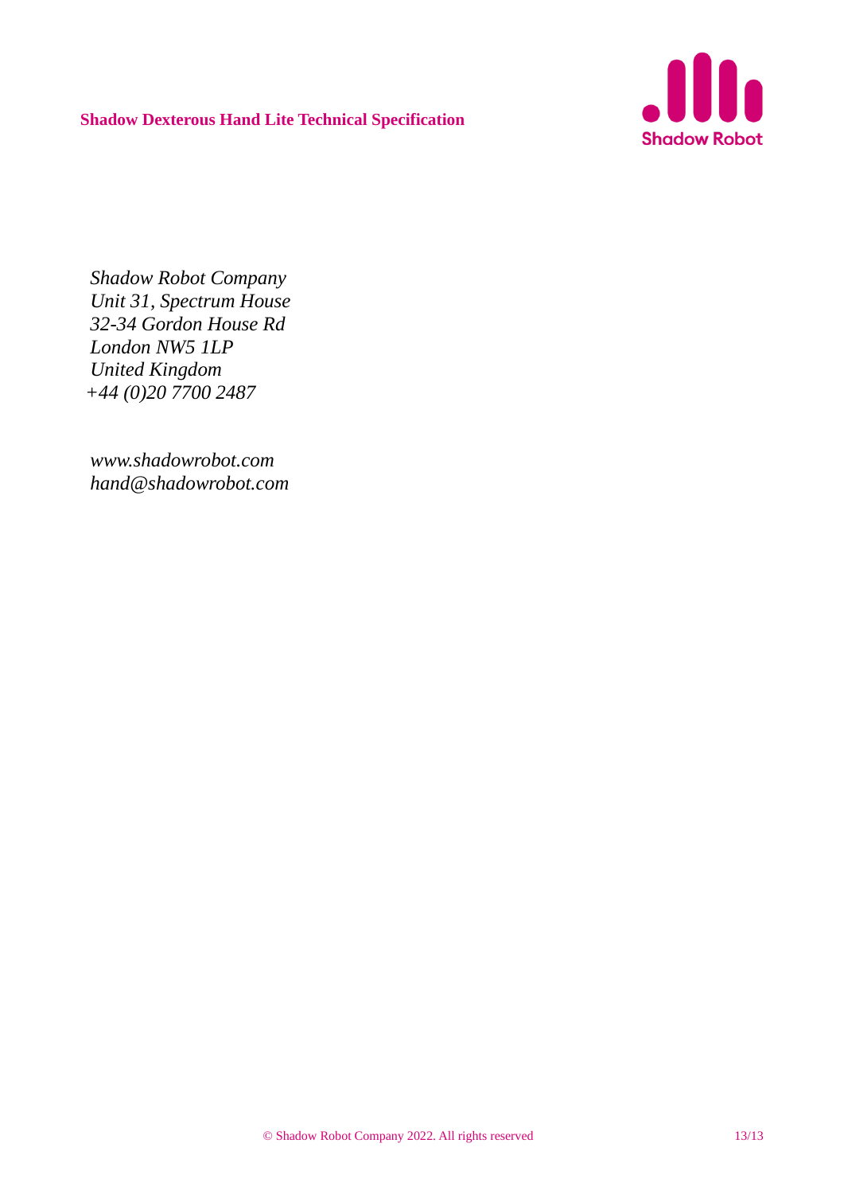*Shadow Robot Company*
*Unit 31, Spectrum House*
*32-34 Gordon House Rd*
*London NW5 1LP*
*United Kingdom*
*+44 (0)20 7700 2487*

*www.shadowrobot.com*
*hand@shadowrobot.com*